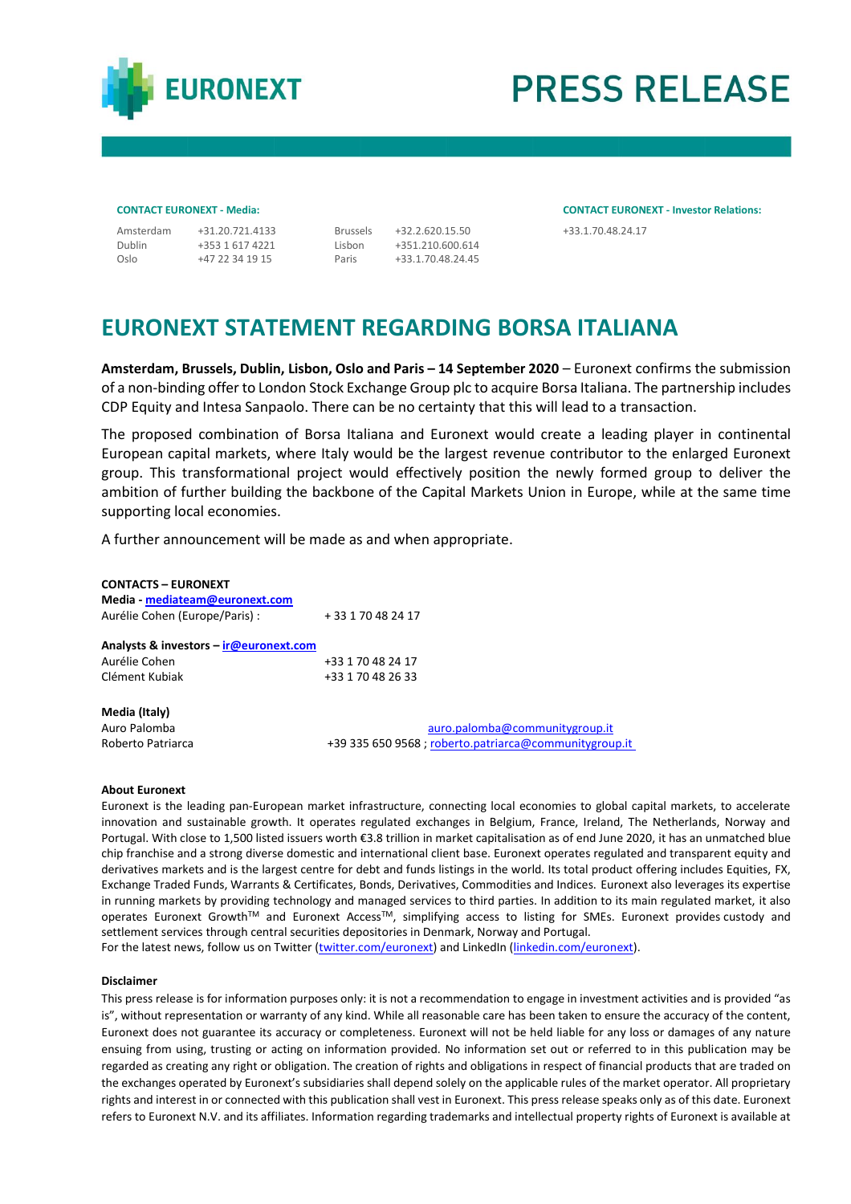**EURONEXT** | **PRESS RELEASE**

**CONTACT EURONEXT - Media:**

| | | | |
|---|---|---|---|
| Amsterdam | +31.20.721.4133 | Brussels | +32.2.620.15.50 |
| Dublin | +353 1 617 4221 | Lisbon | +351.210.600.614 |
| Oslo | +47 22 34 19 15 | Paris | +33.1.70.48.24.45 |

**CONTACT EURONEXT - Investor Relations:**

+33.1.70.48.24.17

# EURONEXT STATEMENT REGARDING BORSA ITALIANA

**Amsterdam, Brussels, Dublin, Lisbon, Oslo and Paris – 14 September 2020** – Euronext confirms the submission of a non-binding offer to London Stock Exchange Group plc to acquire Borsa Italiana. The partnership includes CDP Equity and Intesa Sanpaolo. There can be no certainty that this will lead to a transaction.

The proposed combination of Borsa Italiana and Euronext would create a leading player in continental European capital markets, where Italy would be the largest revenue contributor to the enlarged Euronext group. This transformational project would effectively position the newly formed group to deliver the ambition of further building the backbone of the Capital Markets Union in Europe, while at the same time supporting local economies.

A further announcement will be made as and when appropriate.

**CONTACTS – EURONEXT**

**Media - mediateam@euronext.com**

Aurélie Cohen (Europe/Paris) : + 33 1 70 48 24 17

**Analysts & investors – ir@euronext.com**

Aurélie Cohen +33 1 70 48 24 17
Clément Kubiak +33 1 70 48 26 33

**Media (Italy)**

Auro Palomba auro.palomba@communitygroup.it
Roberto Patriarca +39 335 650 9568 ; roberto.patriarca@communitygroup.it

**About Euronext**

Euronext is the leading pan-European market infrastructure, connecting local economies to global capital markets, to accelerate innovation and sustainable growth. It operates regulated exchanges in Belgium, France, Ireland, The Netherlands, Norway and Portugal. With close to 1,500 listed issuers worth €3.8 trillion in market capitalisation as of end June 2020, it has an unmatched blue chip franchise and a strong diverse domestic and international client base. Euronext operates regulated and transparent equity and derivatives markets and is the largest centre for debt and funds listings in the world. Its total product offering includes Equities, FX, Exchange Traded Funds, Warrants & Certificates, Bonds, Derivatives, Commodities and Indices. Euronext also leverages its expertise in running markets by providing technology and managed services to third parties. In addition to its main regulated market, it also operates Euronext Growth™ and Euronext Access™, simplifying access to listing for SMEs. Euronext provides custody and settlement services through central securities depositories in Denmark, Norway and Portugal.
For the latest news, follow us on Twitter (twitter.com/euronext) and LinkedIn (linkedin.com/euronext).

**Disclaimer**

This press release is for information purposes only: it is not a recommendation to engage in investment activities and is provided "as is", without representation or warranty of any kind. While all reasonable care has been taken to ensure the accuracy of the content, Euronext does not guarantee its accuracy or completeness. Euronext will not be held liable for any loss or damages of any nature ensuing from using, trusting or acting on information provided. No information set out or referred to in this publication may be regarded as creating any right or obligation. The creation of rights and obligations in respect of financial products that are traded on the exchanges operated by Euronext's subsidiaries shall depend solely on the applicable rules of the market operator. All proprietary rights and interest in or connected with this publication shall vest in Euronext. This press release speaks only as of this date. Euronext refers to Euronext N.V. and its affiliates. Information regarding trademarks and intellectual property rights of Euronext is available at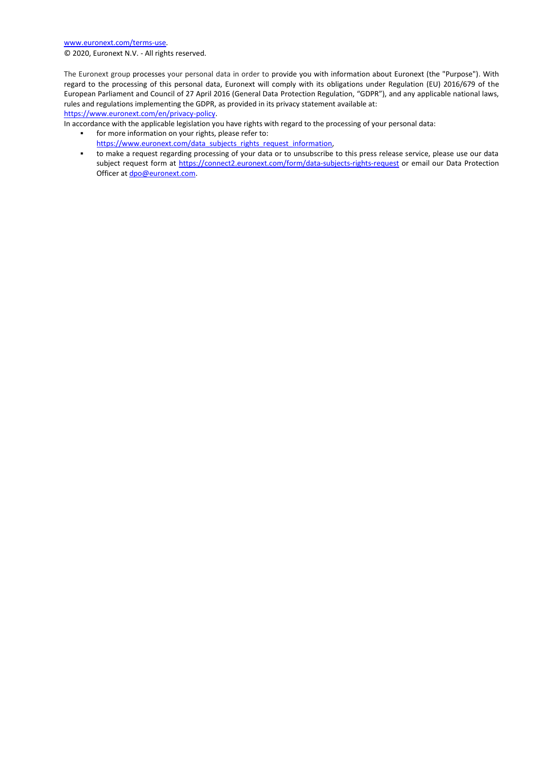www.euronext.com/terms-use.

© 2020, Euronext N.V. - All rights reserved.

The Euronext group processes your personal data in order to provide you with information about Euronext (the "Purpose"). With regard to the processing of this personal data, Euronext will comply with its obligations under Regulation (EU) 2016/679 of the European Parliament and Council of 27 April 2016 (General Data Protection Regulation, "GDPR"), and any applicable national laws, rules and regulations implementing the GDPR, as provided in its privacy statement available at: https://www.euronext.com/en/privacy-policy.

In accordance with the applicable legislation you have rights with regard to the processing of your personal data:

- for more information on your rights, please refer to: https://www.euronext.com/data_subjects_rights_request_information,
- to make a request regarding processing of your data or to unsubscribe to this press release service, please use our data subject request form at https://connect2.euronext.com/form/data-subjects-rights-request or email our Data Protection Officer at dpo@euronext.com.